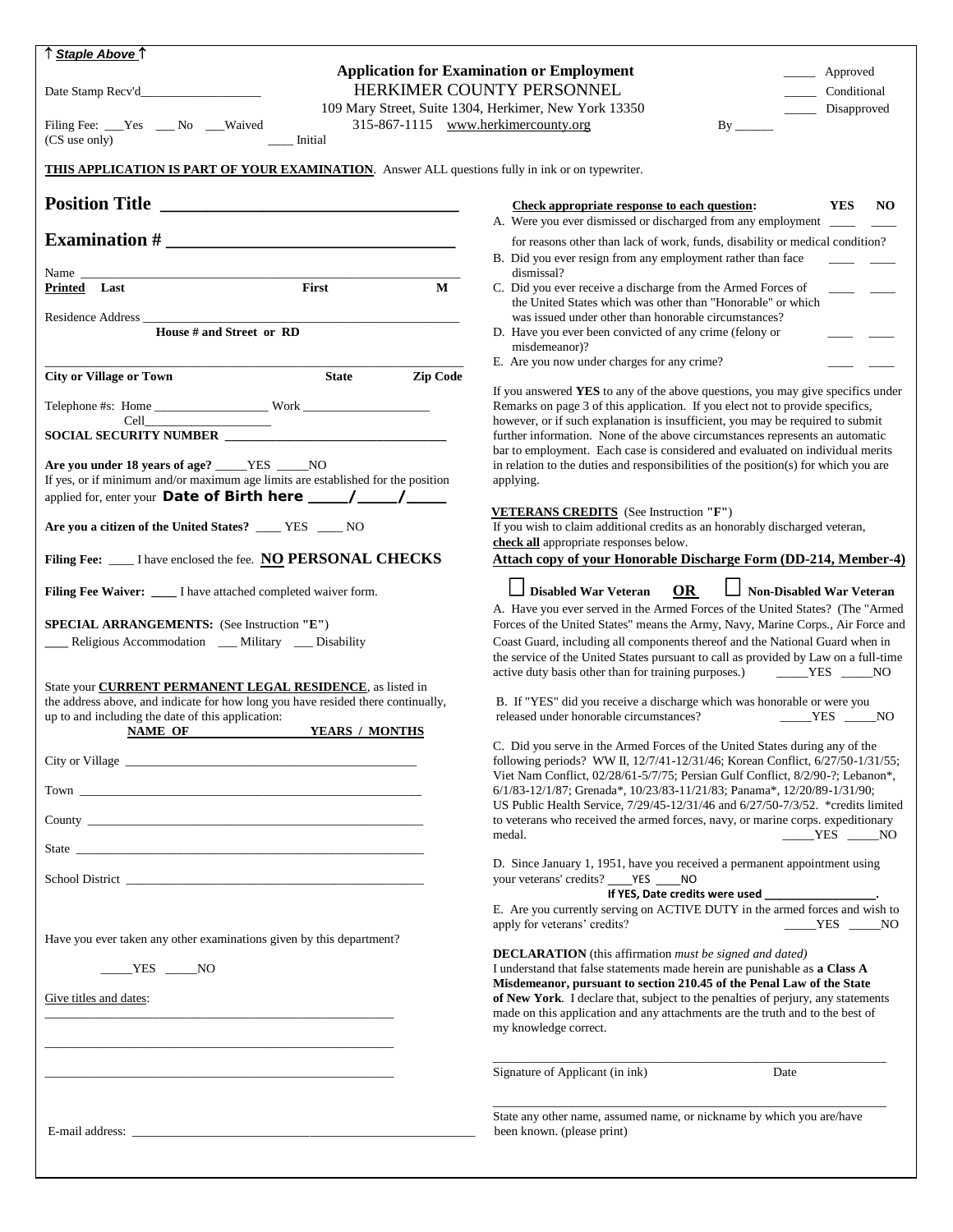↑ ***Staple Above*** ↑

Date Stamp Recv'd___________________

Filing Fee: ___Yes ___ No ___Waived
(CS use only) ____ Initial

# Application for Examination or Employment

## HERKIMER COUNTY PERSONNEL

109 Mary Street, Suite 1304, Herkimer, New York 13350
315-867-1115 www.herkimercounty.org

_____ Approved
_____ Conditional
_____ Disapproved

By ______

**THIS APPLICATION IS PART OF YOUR EXAMINATION**. Answer ALL questions fully in ink or on typewriter.

**Position Title** ________________________________

**Examination #** ________________________________

Name ________________________________________________
**Printed** **Last** **First** **M**

Residence Address ___________________________________
**House # and Street or RD**

_____________________________________________________
**City or Village or Town** **State** **Zip Code**

Telephone #s: Home __________________ Work ____________________
Cell____________________

**SOCIAL SECURITY NUMBER** ________________________________

**Are you under 18 years of age?** _____YES _____NO
If yes, or if minimum and/or maximum age limits are established for the position applied for, enter your **Date of Birth here ____/____/____**

**Are you a citizen of the United States?** ____ YES ____ NO

**Filing Fee:** ____ I have enclosed the fee. **NO PERSONAL CHECKS**

**Filing Fee Waiver:** ____ I have attached completed waiver form.

**SPECIAL ARRANGEMENTS:** (See Instruction **"E"**)
___ Religious Accommodation ___ Military ___ Disability

State your **CURRENT PERMANENT LEGAL RESIDENCE**, as listed in the address above, and indicate for how long you have resided there continually, up to and including the date of this application:

| **NAME OF** | **YEARS / MONTHS** |
|---|---|
| City or Village | |
| Town | |
| County | |
| State | |
| School District | |

Have you ever taken any other examinations given by this department?

_____YES _____NO

Give titles and dates:

_____________________________________________________

_____________________________________________________

_____________________________________________________

E-mail address: _____________________________________________________

| **Check appropriate response to each question:** | **YES** | **NO** |
|---|---|---|
| A. Were you ever dismissed or discharged from any employment for reasons other than lack of work, funds, disability or medical condition? | ____ | ____ |
| B. Did you ever resign from any employment rather than face dismissal? | ____ | ____ |
| C. Did you ever receive a discharge from the Armed Forces of the United States which was other than "Honorable" or which was issued under other than honorable circumstances? | ____ | ____ |
| D. Have you ever been convicted of any crime (felony or misdemeanor)? | ____ | ____ |
| E. Are you now under charges for any crime? | ____ | ____ |

If you answered **YES** to any of the above questions, you may give specifics under Remarks on page 3 of this application. If you elect not to provide specifics, however, or if such explanation is insufficient, you may be required to submit further information. None of the above circumstances represents an automatic bar to employment. Each case is considered and evaluated on individual merits in relation to the duties and responsibilities of the position(s) for which you are applying.

**VETERANS CREDITS** (See Instruction **"F"**)
If you wish to claim additional credits as an honorably discharged veteran, **check all** appropriate responses below.
**Attach copy of your Honorable Discharge Form (DD-214, Member-4)**

☐ **Disabled War Veteran** **OR** ☐ **Non-Disabled War Veteran**

A. Have you ever served in the Armed Forces of the United States? (The "Armed Forces of the United States" means the Army, Navy, Marine Corps., Air Force and Coast Guard, including all components thereof and the National Guard when in the service of the United States pursuant to call as provided by Law on a full-time active duty basis other than for training purposes.) _____YES _____NO

B. If "YES" did you receive a discharge which was honorable or were you released under honorable circumstances? _____YES _____NO

C. Did you serve in the Armed Forces of the United States during any of the following periods? WW II, 12/7/41-12/31/46; Korean Conflict, 6/27/50-1/31/55; Viet Nam Conflict, 02/28/61-5/7/75; Persian Gulf Conflict, 8/2/90-?; Lebanon*, 6/1/83-12/1/87; Grenada*, 10/23/83-11/21/83; Panama*, 12/20/89-1/31/90; US Public Health Service, 7/29/45-12/31/46 and 6/27/50-7/3/52. *credits limited to veterans who received the armed forces, navy, or marine corps. expeditionary medal. _____YES _____NO

D. Since January 1, 1951, have you received a permanent appointment using your veterans' credits? ____YES ____NO
**If YES, Date credits were used __________________.**

E. Are you currently serving on ACTIVE DUTY in the armed forces and wish to apply for veterans' credits? _____YES _____NO

**DECLARATION** (this affirmation *must be signed and dated)*
I understand that false statements made herein are punishable as **a Class A Misdemeanor, pursuant to section 210.45 of the Penal Law of the State of New York**. I declare that, subject to the penalties of perjury, any statements made on this application and any attachments are the truth and to the best of my knowledge correct.

_____________________________________________________
Signature of Applicant (in ink) Date

_____________________________________________________
State any other name, assumed name, or nickname by which you are/have been known. (please print)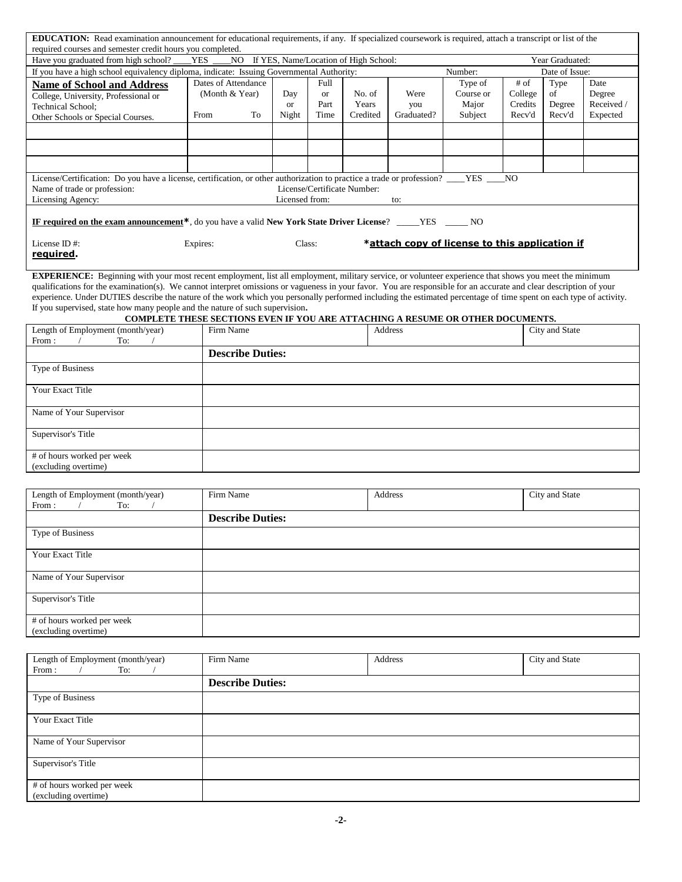**EDUCATION:** Read examination announcement for educational requirements, if any. If specialized coursework is required, attach a transcript or list of the required courses and semester credit hours you completed.

Have you graduated from high school? ____YES ____NO If YES, Name/Location of High School: Year Graduated:

If you have a high school equivalency diploma, indicate: Issuing Governmental Authority: Number: Date of Issue:

| **Name of School and Address** College, University, Professional or Technical School; Other Schools or Special Courses. | Dates of Attendance (Month & Year) From | To | Day or Night | Full or Part Time | No. of Years Credited | Were you Graduated? | Type of Course or Major Subject | # of College Credits Recv'd | Type of Degree Recv'd | Date Degree Received / Expected |
|---|---|---|---|---|---|---|---|---|---|---|
| | | | | | | | | | | |
| | | | | | | | | | | |
| | | | | | | | | | | |

License/Certification: Do you have a license, certification, or other authorization to practice a trade or profession? ____YES ____NO

Name of trade or profession: License/Certificate Number:

Licensing Agency: Licensed from: to:

**IF required on the exam announcement***, do you have a valid **New York State Driver License**? _____YES _____ NO

License ID #: Expires: Class: ***attach copy of license to this application if required.**

**EXPERIENCE:** Beginning with your most recent employment, list all employment, military service, or volunteer experience that shows you meet the minimum qualifications for the examination(s). We cannot interpret omissions or vagueness in your favor. You are responsible for an accurate and clear description of your experience. Under DUTIES describe the nature of the work which you personally performed including the estimated percentage of time spent on each type of activity. If you supervised, state how many people and the nature of such supervision**.**

**COMPLETE THESE SECTIONS EVEN IF YOU ARE ATTACHING A RESUME OR OTHER DOCUMENTS.**

| Length of Employment (month/year) From : / To: / | Firm Name | Address | City and State |
|---|---|---|---|
| | **Describe Duties:** | | |
| Type of Business | | | |
| Your Exact Title | | | |
| Name of Your Supervisor | | | |
| Supervisor's Title | | | |
| # of hours worked per week (excluding overtime) | | | |

| Length of Employment (month/year) From : / To: / | Firm Name | Address | City and State |
|---|---|---|---|
| | **Describe Duties:** | | |
| Type of Business | | | |
| Your Exact Title | | | |
| Name of Your Supervisor | | | |
| Supervisor's Title | | | |
| # of hours worked per week (excluding overtime) | | | |

| Length of Employment (month/year) From : / To: / | Firm Name | Address | City and State |
|---|---|---|---|
| | **Describe Duties:** | | |
| Type of Business | | | |
| Your Exact Title | | | |
| Name of Your Supervisor | | | |
| Supervisor's Title | | | |
| # of hours worked per week (excluding overtime) | | | |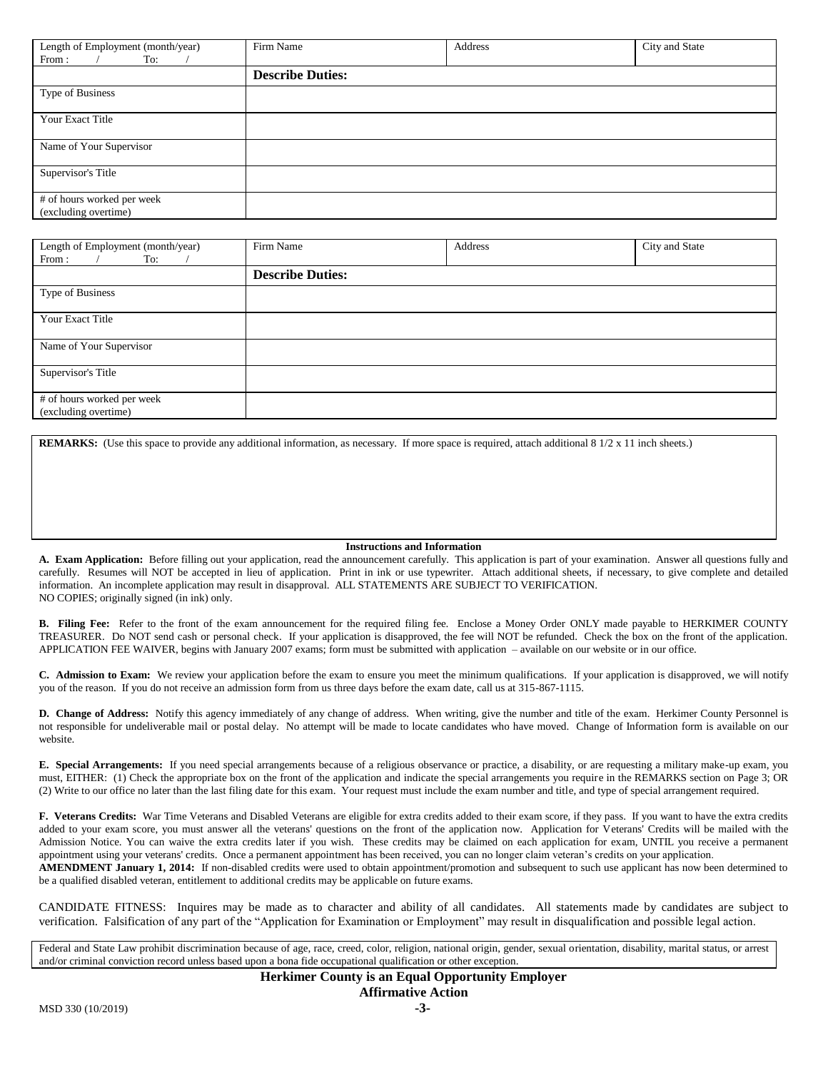| Length of Employment (month/year) From : / To: / | Firm Name | Address | City and State |
|---|---|---|---|
| | **Describe Duties:** | | |
| Type of Business | | | |
| Your Exact Title | | | |
| Name of Your Supervisor | | | |
| Supervisor's Title | | | |
| # of hours worked per week (excluding overtime) | | | |

| Length of Employment (month/year) From : / To: / | Firm Name | Address | City and State |
|---|---|---|---|
| | **Describe Duties:** | | |
| Type of Business | | | |
| Your Exact Title | | | |
| Name of Your Supervisor | | | |
| Supervisor's Title | | | |
| # of hours worked per week (excluding overtime) | | | |

**REMARKS:** (Use this space to provide any additional information, as necessary. If more space is required, attach additional 8 1/2 x 11 inch sheets.)

**Instructions and Information**

**A. Exam Application:** Before filling out your application, read the announcement carefully. This application is part of your examination. Answer all questions fully and carefully. Resumes will NOT be accepted in lieu of application. Print in ink or use typewriter. Attach additional sheets, if necessary, to give complete and detailed information. An incomplete application may result in disapproval. ALL STATEMENTS ARE SUBJECT TO VERIFICATION.
NO COPIES; originally signed (in ink) only.

**B. Filing Fee:** Refer to the front of the exam announcement for the required filing fee. Enclose a Money Order ONLY made payable to HERKIMER COUNTY TREASURER. Do NOT send cash or personal check. If your application is disapproved, the fee will NOT be refunded. Check the box on the front of the application. APPLICATION FEE WAIVER, begins with January 2007 exams; form must be submitted with application – available on our website or in our office.

**C. Admission to Exam:** We review your application before the exam to ensure you meet the minimum qualifications. If your application is disapproved, we will notify you of the reason. If you do not receive an admission form from us three days before the exam date, call us at 315-867-1115.

**D. Change of Address:** Notify this agency immediately of any change of address. When writing, give the number and title of the exam. Herkimer County Personnel is not responsible for undeliverable mail or postal delay. No attempt will be made to locate candidates who have moved. Change of Information form is available on our website.

**E. Special Arrangements:** If you need special arrangements because of a religious observance or practice, a disability, or are requesting a military make-up exam, you must, EITHER: (1) Check the appropriate box on the front of the application and indicate the special arrangements you require in the REMARKS section on Page 3; OR (2) Write to our office no later than the last filing date for this exam. Your request must include the exam number and title, and type of special arrangement required.

**F. Veterans Credits:** War Time Veterans and Disabled Veterans are eligible for extra credits added to their exam score, if they pass. If you want to have the extra credits added to your exam score, you must answer all the veterans' questions on the front of the application now. Application for Veterans' Credits will be mailed with the Admission Notice. You can waive the extra credits later if you wish. These credits may be claimed on each application for exam, UNTIL you receive a permanent appointment using your veterans' credits. Once a permanent appointment has been received, you can no longer claim veteran's credits on your application.
**AMENDMENT January 1, 2014:** If non-disabled credits were used to obtain appointment/promotion and subsequent to such use applicant has now been determined to be a qualified disabled veteran, entitlement to additional credits may be applicable on future exams.

CANDIDATE FITNESS: Inquires may be made as to character and ability of all candidates. All statements made by candidates are subject to verification. Falsification of any part of the "Application for Examination or Employment" may result in disqualification and possible legal action.

Federal and State Law prohibit discrimination because of age, race, creed, color, religion, national origin, gender, sexual orientation, disability, marital status, or arrest and/or criminal conviction record unless based upon a bona fide occupational qualification or other exception.

**Herkimer County is an Equal Opportunity Employer**
**Affirmative Action**

MSD 330 (10/2019)